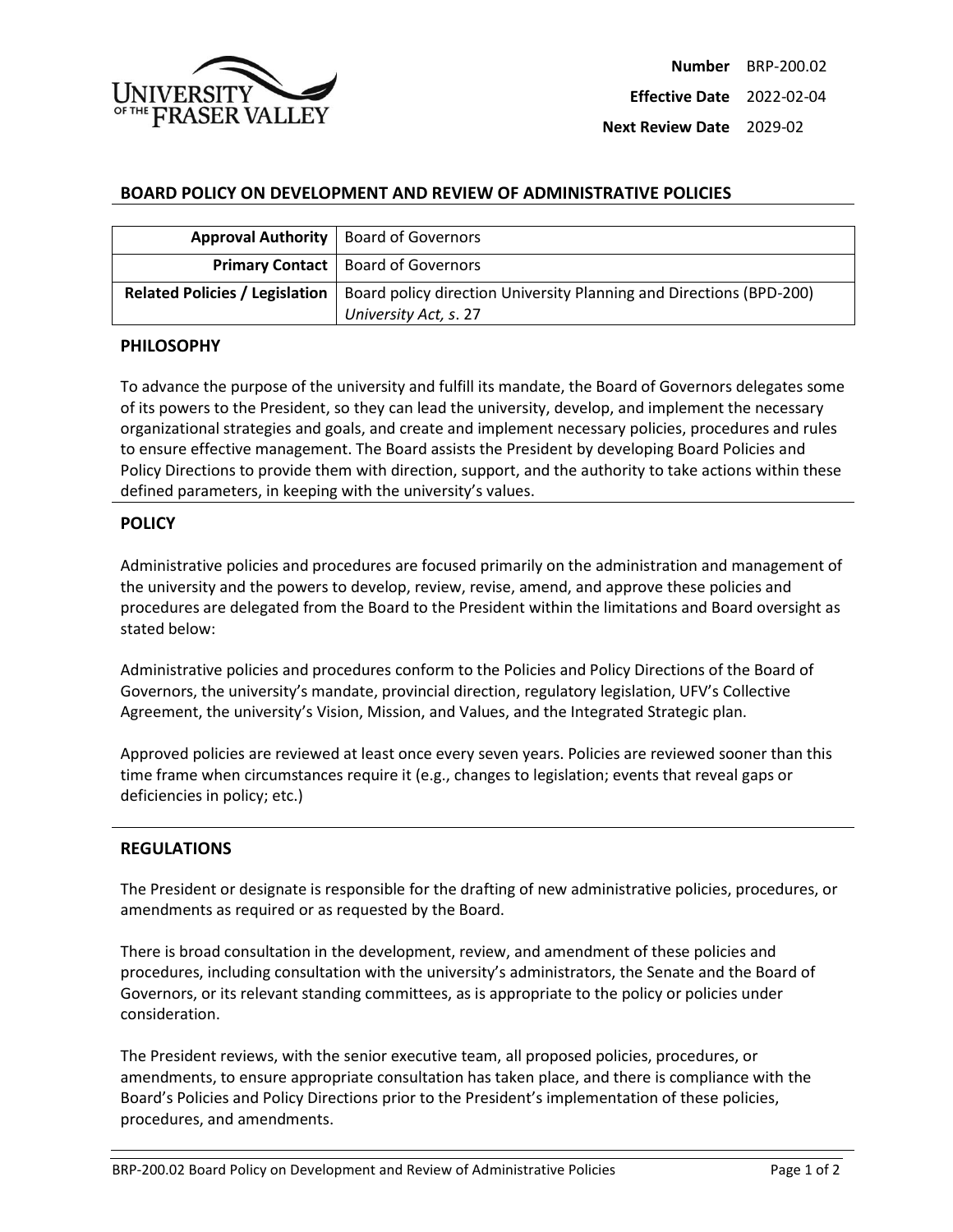| | |
|---|---|
| **Number** | BRP-200.02 |
| **Effective Date** | 2022-02-04 |
| **Next Review Date** | 2029-02 |

# BOARD POLICY ON DEVELOPMENT AND REVIEW OF ADMINISTRATIVE POLICIES

| | |
|---|---|
| **Approval Authority** | Board of Governors |
| **Primary Contact** | Board of Governors |
| **Related Policies / Legislation** | Board policy direction University Planning and Directions (BPD-200)<br>*University Act, s*. 27 |

## PHILOSOPHY

To advance the purpose of the university and fulfill its mandate, the Board of Governors delegates some of its powers to the President, so they can lead the university, develop, and implement the necessary organizational strategies and goals, and create and implement necessary policies, procedures and rules to ensure effective management. The Board assists the President by developing Board Policies and Policy Directions to provide them with direction, support, and the authority to take actions within these defined parameters, in keeping with the university's values.

## POLICY

Administrative policies and procedures are focused primarily on the administration and management of the university and the powers to develop, review, revise, amend, and approve these policies and procedures are delegated from the Board to the President within the limitations and Board oversight as stated below:

Administrative policies and procedures conform to the Policies and Policy Directions of the Board of Governors, the university's mandate, provincial direction, regulatory legislation, UFV's Collective Agreement, the university's Vision, Mission, and Values, and the Integrated Strategic plan.

Approved policies are reviewed at least once every seven years. Policies are reviewed sooner than this time frame when circumstances require it (e.g., changes to legislation; events that reveal gaps or deficiencies in policy; etc.)

## REGULATIONS

The President or designate is responsible for the drafting of new administrative policies, procedures, or amendments as required or as requested by the Board.

There is broad consultation in the development, review, and amendment of these policies and procedures, including consultation with the university's administrators, the Senate and the Board of Governors, or its relevant standing committees, as is appropriate to the policy or policies under consideration.

The President reviews, with the senior executive team, all proposed policies, procedures, or amendments, to ensure appropriate consultation has taken place, and there is compliance with the Board's Policies and Policy Directions prior to the President's implementation of these policies, procedures, and amendments.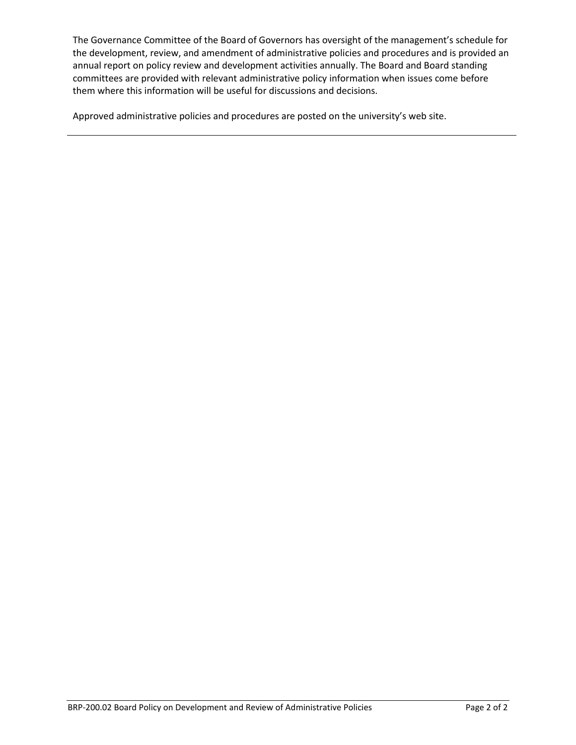The Governance Committee of the Board of Governors has oversight of the management's schedule for the development, review, and amendment of administrative policies and procedures and is provided an annual report on policy review and development activities annually. The Board and Board standing committees are provided with relevant administrative policy information when issues come before them where this information will be useful for discussions and decisions.

Approved administrative policies and procedures are posted on the university's web site.